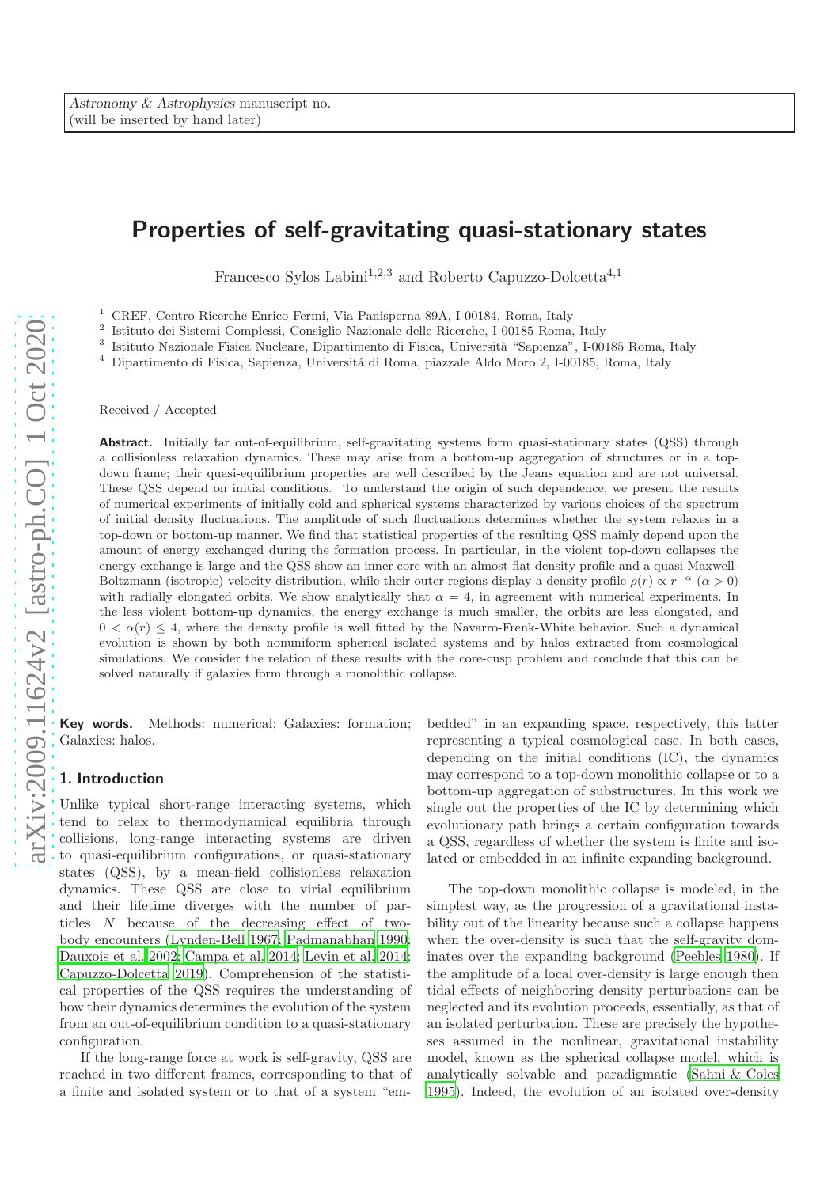Astronomy & Astrophysics manuscript no.
(will be inserted by hand later)

# Properties of self-gravitating quasi-stationary states

Francesco Sylos Labini[1,2,3] and Roberto Capuzzo-Dolcetta[4,1]

[1] CREF, Centro Ricerche Enrico Fermi, Via Panisperna 89A, I-00184, Roma, Italy
[2] Istituto dei Sistemi Complessi, Consiglio Nazionale delle Ricerche, I-00185 Roma, Italy
[3] Istituto Nazionale Fisica Nucleare, Dipartimento di Fisica, Università "Sapienza", I-00185 Roma, Italy
[4] Dipartimento di Fisica, Sapienza, Universitá di Roma, piazzale Aldo Moro 2, I-00185, Roma, Italy

Received / Accepted

**Abstract.** Initially far out-of-equilibrium, self-gravitating systems form quasi-stationary states (QSS) through a collisionless relaxation dynamics. These may arise from a bottom-up aggregation of structures or in a top-down frame; their quasi-equilibrium properties are well described by the Jeans equation and are not universal. These QSS depend on initial conditions. To understand the origin of such dependence, we present the results of numerical experiments of initially cold and spherical systems characterized by various choices of the spectrum of initial density fluctuations. The amplitude of such fluctuations determines whether the system relaxes in a top-down or bottom-up manner. We find that statistical properties of the resulting QSS mainly depend upon the amount of energy exchanged during the formation process. In particular, in the violent top-down collapses the energy exchange is large and the QSS show an inner core with an almost flat density profile and a quasi Maxwell-Boltzmann (isotropic) velocity distribution, while their outer regions display a density profile $\rho(r) \propto r^{-\alpha}$ ($\alpha > 0$) with radially elongated orbits. We show analytically that $\alpha = 4$, in agreement with numerical experiments. In the less violent bottom-up dynamics, the energy exchange is much smaller, the orbits are less elongated, and $0 < \alpha(r) \leq 4$, where the density profile is well fitted by the Navarro-Frenk-White behavior. Such a dynamical evolution is shown by both nonuniform spherical isolated systems and by halos extracted from cosmological simulations. We consider the relation of these results with the core-cusp problem and conclude that this can be solved naturally if galaxies form through a monolithic collapse.

**Key words.** Methods: numerical; Galaxies: formation; Galaxies: halos.

## 1. Introduction

Unlike typical short-range interacting systems, which tend to relax to thermodynamical equilibria through collisions, long-range interacting systems are driven to quasi-equilibrium configurations, or quasi-stationary states (QSS), by a mean-field collisionless relaxation dynamics. These QSS are close to virial equilibrium and their lifetime diverges with the number of particles $N$ because of the decreasing effect of two-body encounters (Lynden-Bell 1967; Padmanabhan 1990; Dauxois et al. 2002; Campa et al. 2014; Levin et al. 2014; Capuzzo-Dolcetta 2019). Comprehension of the statistical properties of the QSS requires the understanding of how their dynamics determines the evolution of the system from an out-of-equilibrium condition to a quasi-stationary configuration.

If the long-range force at work is self-gravity, QSS are reached in two different frames, corresponding to that of a finite and isolated system or to that of a system "embedded" in an expanding space, respectively, this latter representing a typical cosmological case. In both cases, depending on the initial conditions (IC), the dynamics may correspond to a top-down monolithic collapse or to a bottom-up aggregation of substructures. In this work we single out the properties of the IC by determining which evolutionary path brings a certain configuration towards a QSS, regardless of whether the system is finite and isolated or embedded in an infinite expanding background.

The top-down monolithic collapse is modeled, in the simplest way, as the progression of a gravitational instability out of the linearity because such a collapse happens when the over-density is such that the self-gravity dominates over the expanding background (Peebles 1980). If the amplitude of a local over-density is large enough then tidal effects of neighboring density perturbations can be neglected and its evolution proceeds, essentially, as that of an isolated perturbation. These are precisely the hypotheses assumed in the nonlinear, gravitational instability model, known as the spherical collapse model, which is analytically solvable and paradigmatic (Sahni & Coles 1995). Indeed, the evolution of an isolated over-density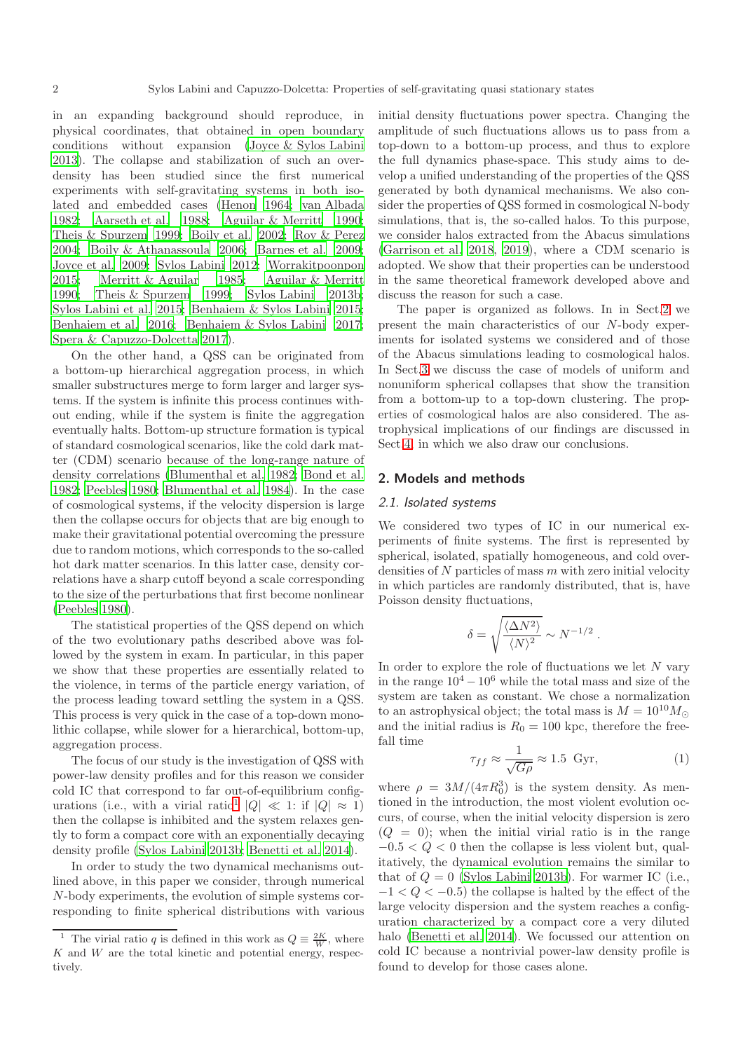in an expanding background should reproduce, in physical coordinates, that obtained in open boundary conditions without expansion (Joyce & Sylos Labini 2013). The collapse and stabilization of such an overdensity has been studied since the first numerical experiments with self-gravitating systems in both isolated and embedded cases (Henon 1964; van Albada 1982; Aarseth et al. 1988; Aguilar & Merritt 1990; Theis & Spurzem 1999; Boily et al. 2002; Roy & Perez 2004; Boily & Athanassoula 2006; Barnes et al. 2009; Joyce et al. 2009; Sylos Labini 2012; Worrakitpoonpon 2015; Merritt & Aguilar 1985; Aguilar & Merritt 1990; Theis & Spurzem 1999; Sylos Labini 2013b; Sylos Labini et al. 2015; Benhaiem & Sylos Labini 2015; Benhaiem et al. 2016; Benhaiem & Sylos Labini 2017; Spera & Capuzzo-Dolcetta 2017).

On the other hand, a QSS can be originated from a bottom-up hierarchical aggregation process, in which smaller substructures merge to form larger and larger systems. If the system is infinite this process continues without ending, while if the system is finite the aggregation eventually halts. Bottom-up structure formation is typical of standard cosmological scenarios, like the cold dark matter (CDM) scenario because of the long-range nature of density correlations (Blumenthal et al. 1982; Bond et al. 1982; Peebles 1980; Blumenthal et al. 1984). In the case of cosmological systems, if the velocity dispersion is large then the collapse occurs for objects that are big enough to make their gravitational potential overcoming the pressure due to random motions, which corresponds to the so-called hot dark matter scenarios. In this latter case, density correlations have a sharp cutoff beyond a scale corresponding to the size of the perturbations that first become nonlinear (Peebles 1980).

The statistical properties of the QSS depend on which of the two evolutionary paths described above was followed by the system in exam. In particular, in this paper we show that these properties are essentially related to the violence, in terms of the particle energy variation, of the process leading toward settling the system in a QSS. This process is very quick in the case of a top-down monolithic collapse, while slower for a hierarchical, bottom-up, aggregation process.

The focus of our study is the investigation of QSS with power-law density profiles and for this reason we consider cold IC that correspond to far out-of-equilibrium configurations (i.e., with a virial ratio[1] $|Q| \ll 1$: if $|Q| \approx 1$) then the collapse is inhibited and the system relaxes gently to form a compact core with an exponentially decaying density profile (Sylos Labini 2013b; Benetti et al. 2014).

In order to study the two dynamical mechanisms outlined above, in this paper we consider, through numerical $N$-body experiments, the evolution of simple systems corresponding to finite spherical distributions with various initial density fluctuations power spectra. Changing the amplitude of such fluctuations allows us to pass from a top-down to a bottom-up process, and thus to explore the full dynamics phase-space. This study aims to develop a unified understanding of the properties of the QSS generated by both dynamical mechanisms. We also consider the properties of QSS formed in cosmological N-body simulations, that is, the so-called halos. To this purpose, we consider halos extracted from the Abacus simulations (Garrison et al. 2018, 2019), where a CDM scenario is adopted. We show that their properties can be understood in the same theoretical framework developed above and discuss the reason for such a case.

The paper is organized as follows. In in Sect.2 we present the main characteristics of our $N$-body experiments for isolated systems we considered and of those of the Abacus simulations leading to cosmological halos. In Sect.3 we discuss the case of models of uniform and nonuniform spherical collapses that show the transition from a bottom-up to a top-down clustering. The properties of cosmological halos are also considered. The astrophysical implications of our findings are discussed in Sect.4, in which we also draw our conclusions.

## 2. Models and methods

### 2.1. Isolated systems

We considered two types of IC in our numerical experiments of finite systems. The first is represented by spherical, isolated, spatially homogeneous, and cold overdensities of $N$ particles of mass $m$ with zero initial velocity in which particles are randomly distributed, that is, have Poisson density fluctuations,

$$\delta = \sqrt{\frac{\langle \Delta N^2 \rangle}{\langle N \rangle^2}} \sim N^{-1/2} \, .$$

In order to explore the role of fluctuations we let $N$ vary in the range $10^4 - 10^6$ while the total mass and size of the system are taken as constant. We chose a normalization to an astrophysical object; the total mass is $M = 10^{10} M_\odot$ and the initial radius is $R_0 = 100$ kpc, therefore the free-fall time

$$\tau_{ff} \approx \frac{1}{\sqrt{G\rho}} \approx 1.5 \text{ Gyr}, \tag{1}$$

where $\rho = 3M/(4\pi R_0^3)$ is the system density. As mentioned in the introduction, the most violent evolution occurs, of course, when the initial velocity dispersion is zero ($Q = 0$); when the initial virial ratio is in the range $-0.5 < Q < 0$ then the collapse is less violent but, qualitatively, the dynamical evolution remains the similar to that of $Q = 0$ (Sylos Labini 2013b). For warmer IC (i.e., $-1 < Q < -0.5$) the collapse is halted by the effect of the large velocity dispersion and the system reaches a configuration characterized by a compact core a very diluted halo (Benetti et al. 2014). We focussed our attention on cold IC because a nontrivial power-law density profile is found to develop for those cases alone.

[1] The virial ratio $q$ is defined in this work as $Q \equiv \frac{2K}{W}$, where $K$ and $W$ are the total kinetic and potential energy, respectively.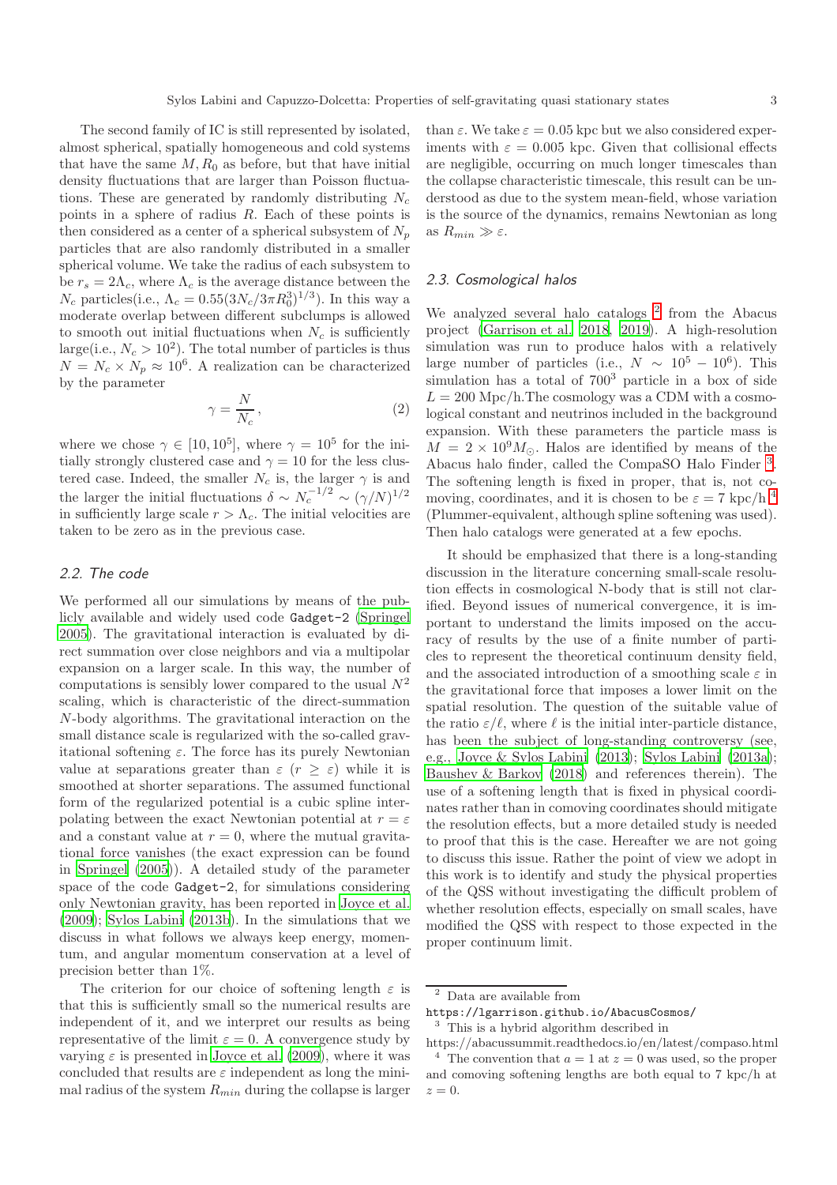The second family of IC is still represented by isolated, almost spherical, spatially homogeneous and cold systems that have the same $M, R_0$ as before, but that have initial density fluctuations that are larger than Poisson fluctuations. These are generated by randomly distributing $N_c$ points in a sphere of radius $R$. Each of these points is then considered as a center of a spherical subsystem of $N_p$ particles that are also randomly distributed in a smaller spherical volume. We take the radius of each subsystem to be $r_s = 2\Lambda_c$, where $\Lambda_c$ is the average distance between the $N_c$ particles(i.e., $\Lambda_c = 0.55(3N_c/3\pi R_0^3)^{1/3}$). In this way a moderate overlap between different subclumps is allowed to smooth out initial fluctuations when $N_c$ is sufficiently large(i.e., $N_c > 10^2$). The total number of particles is thus $N = N_c \times N_p \approx 10^6$. A realization can be characterized by the parameter

$$\gamma = \frac{N}{N_c}, \tag{2}$$

where we chose $\gamma \in [10, 10^5]$, where $\gamma = 10^5$ for the initially strongly clustered case and $\gamma = 10$ for the less clustered case. Indeed, the smaller $N_c$ is, the larger $\gamma$ is and the larger the initial fluctuations $\delta \sim N_c^{-1/2} \sim (\gamma/N)^{1/2}$ in sufficiently large scale $r > \Lambda_c$. The initial velocities are taken to be zero as in the previous case.

### 2.2. The code

We performed all our simulations by means of the publicly available and widely used code `Gadget-2` (Springel 2005). The gravitational interaction is evaluated by direct summation over close neighbors and via a multipolar expansion on a larger scale. In this way, the number of computations is sensibly lower compared to the usual $N^2$ scaling, which is characteristic of the direct-summation $N$-body algorithms. The gravitational interaction on the small distance scale is regularized with the so-called gravitational softening $\varepsilon$. The force has its purely Newtonian value at separations greater than $\varepsilon$ ($r \geq \varepsilon$) while it is smoothed at shorter separations. The assumed functional form of the regularized potential is a cubic spline interpolating between the exact Newtonian potential at $r = \varepsilon$ and a constant value at $r = 0$, where the mutual gravitational force vanishes (the exact expression can be found in Springel (2005)). A detailed study of the parameter space of the code `Gadget-2`, for simulations considering only Newtonian gravity, has been reported in Joyce et al. (2009); Sylos Labini (2013b). In the simulations that we discuss in what follows we always keep energy, momentum, and angular momentum conservation at a level of precision better than 1%.

The criterion for our choice of softening length $\varepsilon$ is that this is sufficiently small so the numerical results are independent of it, and we interpret our results as being representative of the limit $\varepsilon = 0$. A convergence study by varying $\varepsilon$ is presented in Joyce et al. (2009), where it was concluded that results are $\varepsilon$ independent as long the minimal radius of the system $R_{min}$ during the collapse is larger than $\varepsilon$. We take $\varepsilon = 0.05$ kpc but we also considered experiments with $\varepsilon = 0.005$ kpc. Given that collisional effects are negligible, occurring on much longer timescales than the collapse characteristic timescale, this result can be understood as due to the system mean-field, whose variation is the source of the dynamics, remains Newtonian as long as $R_{min} \gg \varepsilon$.

### 2.3. Cosmological halos

We analyzed several halo catalogs [2] from the Abacus project (Garrison et al. 2018, 2019). A high-resolution simulation was run to produce halos with a relatively large number of particles (i.e., $N \sim 10^5 - 10^6$). This simulation has a total of $700^3$ particle in a box of side $L = 200$ Mpc/h.The cosmology was a CDM with a cosmological constant and neutrinos included in the background expansion. With these parameters the particle mass is $M = 2 \times 10^9 M_\odot$. Halos are identified by means of the Abacus halo finder, called the CompaSO Halo Finder [3]. The softening length is fixed in proper, that is, not comoving, coordinates, and it is chosen to be $\varepsilon = 7$ kpc/h [4] (Plummer-equivalent, although spline softening was used). Then halo catalogs were generated at a few epochs.

It should be emphasized that there is a long-standing discussion in the literature concerning small-scale resolution effects in cosmological N-body that is still not clarified. Beyond issues of numerical convergence, it is important to understand the limits imposed on the accuracy of results by the use of a finite number of particles to represent the theoretical continuum density field, and the associated introduction of a smoothing scale $\varepsilon$ in the gravitational force that imposes a lower limit on the spatial resolution. The question of the suitable value of the ratio $\varepsilon/\ell$, where $\ell$ is the initial inter-particle distance, has been the subject of long-standing controversy (see, e.g., Joyce & Sylos Labini (2013); Sylos Labini (2013a); Baushev & Barkov (2018) and references therein). The use of a softening length that is fixed in physical coordinates rather than in comoving coordinates should mitigate the resolution effects, but a more detailed study is needed to proof that this is the case. Hereafter we are not going to discuss this issue. Rather the point of view we adopt in this work is to identify and study the physical properties of the QSS without investigating the difficult problem of whether resolution effects, especially on small scales, have modified the QSS with respect to those expected in the proper continuum limit.

---

[2] Data are available from `https://lgarrison.github.io/AbacusCosmos/`

[3] This is a hybrid algorithm described in https://abacussummit.readthedocs.io/en/latest/compaso.html

[4] The convention that $a = 1$ at $z = 0$ was used, so the proper and comoving softening lengths are both equal to 7 kpc/h at $z = 0$.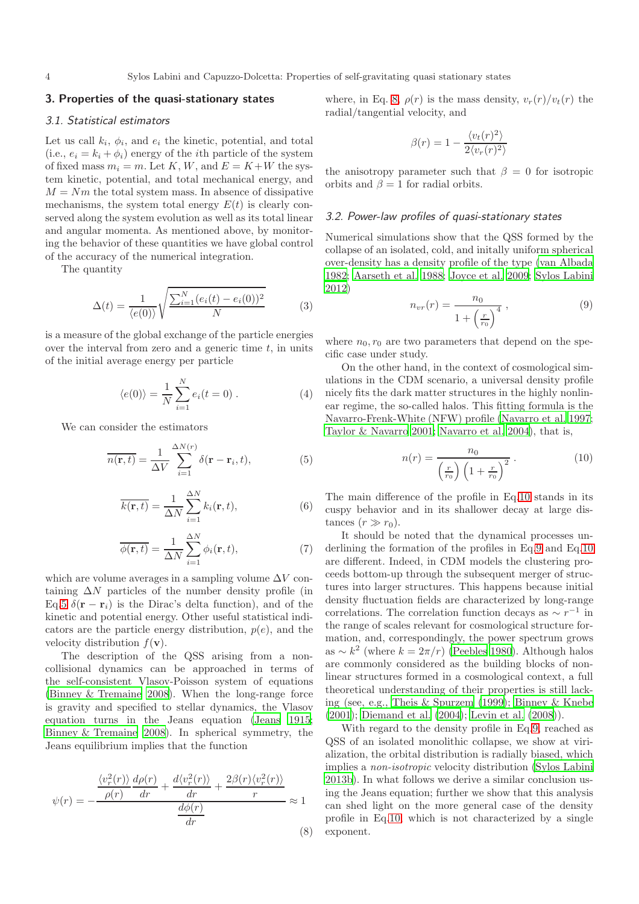## 3. Properties of the quasi-stationary states

### 3.1. Statistical estimators

Let us call $k_i$, $\phi_i$, and $e_i$ the kinetic, potential, and total (i.e., $e_i = k_i + \phi_i$) energy of the $i$th particle of the system of fixed mass $m_i = m$. Let $K$, $W$, and $E = K + W$ the system kinetic, potential, and total mechanical energy, and $M = Nm$ the total system mass. In absence of dissipative mechanisms, the system total energy $E(t)$ is clearly conserved along the system evolution as well as its total linear and angular momenta. As mentioned above, by monitoring the behavior of these quantities we have global control of the accuracy of the numerical integration.

The quantity

$$\Delta(t) = \frac{1}{\langle e(0) \rangle} \sqrt{\frac{\sum_{i=1}^{N} (e_i(t) - e_i(0))^2}{N}} \tag{3}$$

is a measure of the global exchange of the particle energies over the interval from zero and a generic time $t$, in units of the initial average energy per particle

$$\langle e(0) \rangle = \frac{1}{N} \sum_{i=1}^{N} e_i(t = 0) \ . \tag{4}$$

We can consider the estimators

$$\overline{n(\mathbf{r}, t)} = \frac{1}{\Delta V} \sum_{i=1}^{\Delta N(r)} \delta(\mathbf{r} - \mathbf{r}_i, t), \tag{5}$$

$$\overline{k(\mathbf{r}, t)} = \frac{1}{\Delta N} \sum_{i=1}^{\Delta N} k_i(\mathbf{r}, t), \tag{6}$$

$$\overline{\phi(\mathbf{r}, t)} = \frac{1}{\Delta N} \sum_{i=1}^{\Delta N} \phi_i(\mathbf{r}, t), \tag{7}$$

which are volume averages in a sampling volume $\Delta V$ containing $\Delta N$ particles of the number density profile (in Eq.5 $\delta(\mathbf{r} - \mathbf{r}_i)$ is the Dirac's delta function), and of the kinetic and potential energy. Other useful statistical indicators are the particle energy distribution, $p(e)$, and the velocity distribution $f(\mathbf{v})$.

The description of the QSS arising from a non-collisional dynamics can be approached in terms of the self-consistent Vlasov-Poisson system of equations (Binney & Tremaine 2008). When the long-range force is gravity and specified to stellar dynamics, the Vlasov equation turns in the Jeans equation (Jeans 1915; Binney & Tremaine 2008). In spherical symmetry, the Jeans equilibrium implies that the function

$$\psi(r) = - \frac{\frac{\langle v_r^2(r) \rangle}{\rho(r)} \frac{d\rho(r)}{dr} + \frac{d \langle v_r^2(r) \rangle}{dr} + \frac{2\beta(r) \langle v_r^2(r) \rangle}{r}}{\frac{d\phi(r)}{dr}} \approx 1 \tag{8}$$

where, in Eq. 8, $\rho(r)$ is the mass density, $v_r(r)/v_t(r)$ the radial/tangential velocity, and

$$\beta(r) = 1 - \frac{\langle v_t(r)^2 \rangle}{2 \langle v_r(r)^2 \rangle}$$

the anisotropy parameter such that $\beta = 0$ for isotropic orbits and $\beta = 1$ for radial orbits.

### 3.2. Power-law profiles of quasi-stationary states

Numerical simulations show that the QSS formed by the collapse of an isolated, cold, and initally uniform spherical over-density has a density profile of the type (van Albada 1982; Aarseth et al. 1988; Joyce et al. 2009; Sylos Labini 2012)

$$n_{vr}(r) = \frac{n_0}{1 + \left( \frac{r}{r_0} \right)^4} \ , \tag{9}$$

where $n_0, r_0$ are two parameters that depend on the specific case under study.

On the other hand, in the context of cosmological simulations in the CDM scenario, a universal density profile nicely fits the dark matter structures in the highly nonlinear regime, the so-called halos. This fitting formula is the Navarro-Frenk-White (NFW) profile (Navarro et al. 1997; Taylor & Navarro 2001; Navarro et al. 2004), that is,

$$n(r) = \frac{n_0}{\left( \frac{r}{r_0} \right) \left( 1 + \frac{r}{r_0} \right)^2} \ . \tag{10}$$

The main difference of the profile in Eq.10 stands in its cuspy behavior and in its shallower decay at large distances ($r \gg r_0$).

It should be noted that the dynamical processes underlying the formation of the profiles in Eq.9 and Eq.10 are different. Indeed, in CDM models the clustering proceeds bottom-up through the subsequent merger of structures into larger structures. This happens because initial density fluctuation fields are characterized by long-range correlations. The correlation function decays as $\sim r^{-1}$ in the range of scales relevant for cosmological structure formation, and, correspondingly, the power spectrum grows as $\sim k^2$ (where $k = 2\pi/r$) (Peebles 1980). Although halos are commonly considered as the building blocks of nonlinear structures formed in a cosmological context, a full theoretical understanding of their properties is still lacking (see, e.g., Theis & Spurzem (1999); Binney & Knebe (2001); Diemand et al. (2004); Levin et al. (2008)).

With regard to the density profile in Eq.9, reached as QSS of an isolated monolithic collapse, we show at virialization, the orbital distribution is radially biased, which implies a *non-isotropic* velocity distribution (Sylos Labini 2013b). In what follows we derive a similar conclusion using the Jeans equation; further we show that this analysis can shed light on the more general case of the density profile in Eq.10, which is not characterized by a single exponent.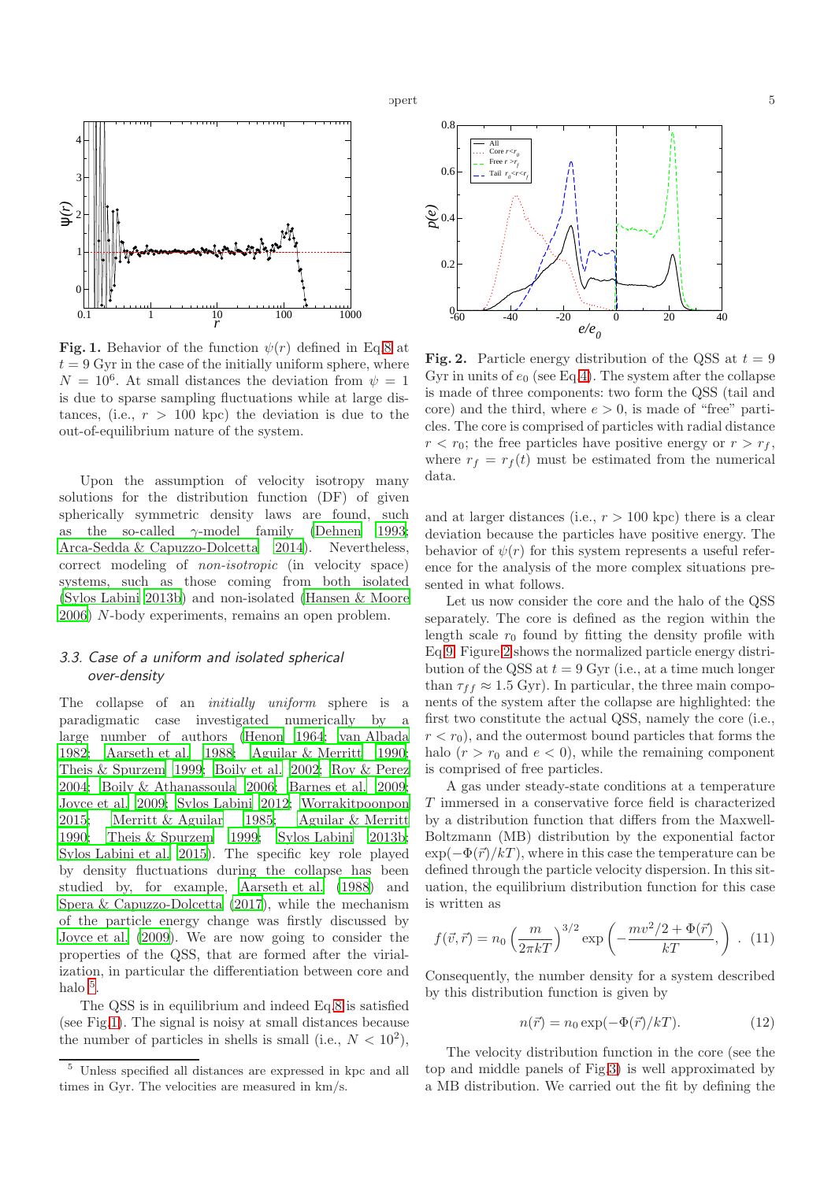**Fig. 1.** Behavior of the function $\psi(r)$ defined in Eq.8 at $t = 9$ Gyr in the case of the initially uniform sphere, where $N = 10^6$. At small distances the deviation from $\psi = 1$ is due to sparse sampling fluctuations while at large distances, (i.e., $r > 100$ kpc) the deviation is due to the out-of-equilibrium nature of the system.

Upon the assumption of velocity isotropy many solutions for the distribution function (DF) of given spherically symmetric density laws are found, such as the so-called $\gamma$-model family (Dehnen 1993; Arca-Sedda & Capuzzo-Dolcetta 2014). Nevertheless, correct modeling of *non-isotropic* (in velocity space) systems, such as those coming from both isolated (Sylos Labini 2013b) and non-isolated (Hansen & Moore 2006) $N$-body experiments, remains an open problem.

### 3.3. Case of a uniform and isolated spherical over-density

The collapse of an *initially uniform* sphere is a paradigmatic case investigated numerically by a large number of authors (Henon 1964; van Albada 1982; Aarseth et al. 1988; Aguilar & Merritt 1990; Theis & Spurzem 1999; Boily et al. 2002; Roy & Perez 2004; Boily & Athanassoula 2006; Barnes et al. 2009; Joyce et al. 2009; Sylos Labini 2012; Worrakitpoonpon 2015; Merritt & Aguilar 1985; Aguilar & Merritt 1990; Theis & Spurzem 1999; Sylos Labini 2013b; Sylos Labini et al. 2015). The specific key role played by density fluctuations during the collapse has been studied by, for example, Aarseth et al. (1988) and Spera & Capuzzo-Dolcetta (2017), while the mechanism of the particle energy change was firstly discussed by Joyce et al. (2009). We are now going to consider the properties of the QSS, that are formed after the virialization, in particular the differentiation between core and halo [5].

The QSS is in equilibrium and indeed Eq.8 is satisfied (see Fig.1). The signal is noisy at small distances because the number of particles in shells is small (i.e., $N < 10^2$), and at larger distances (i.e., $r > 100$ kpc) there is a clear deviation because the particles have positive energy. The behavior of $\psi(r)$ for this system represents a useful reference for the analysis of the more complex situations presented in what follows.

[5] Unless specified all distances are expressed in kpc and all times in Gyr. The velocities are measured in km/s.

**Fig. 2.** Particle energy distribution of the QSS at $t = 9$ Gyr in units of $e_0$ (see Eq.4). The system after the collapse is made of three components: two form the QSS (tail and core) and the third, where $e > 0$, is made of "free" particles. The core is comprised of particles with radial distance $r < r_0$; the free particles have positive energy or $r > r_f$, where $r_f = r_f(t)$ must be estimated from the numerical data.

Let us now consider the core and the halo of the QSS separately. The core is defined as the region within the length scale $r_0$ found by fitting the density profile with Eq.9. Figure 2 shows the normalized particle energy distribution of the QSS at $t = 9$ Gyr (i.e., at a time much longer than $\tau_{ff} \approx 1.5$ Gyr). In particular, the three main components of the system after the collapse are highlighted: the first two constitute the actual QSS, namely the core (i.e., $r < r_0$), and the outermost bound particles that forms the halo ($r > r_0$ and $e < 0$), while the remaining component is comprised of free particles.

A gas under steady-state conditions at a temperature $T$ immersed in a conservative force field is characterized by a distribution function that differs from the Maxwell-Boltzmann (MB) distribution by the exponential factor $\exp(-\Phi(\vec{r})/kT)$, where in this case the temperature can be defined through the particle velocity dispersion. In this situation, the equilibrium distribution function for this case is written as

$$f(\vec{v}, \vec{r}) = n_0 \left(\frac{m}{2\pi kT}\right)^{3/2} \exp\left(-\frac{mv^2/2 + \Phi(\vec{r})}{kT},\right) \ . \quad (11)$$

Consequently, the number density for a system described by this distribution function is given by

$$n(\vec{r}) = n_0 \exp(-\Phi(\vec{r})/kT). \quad (12)$$

The velocity distribution function in the core (see the top and middle panels of Fig.3) is well approximated by a MB distribution. We carried out the fit by defining the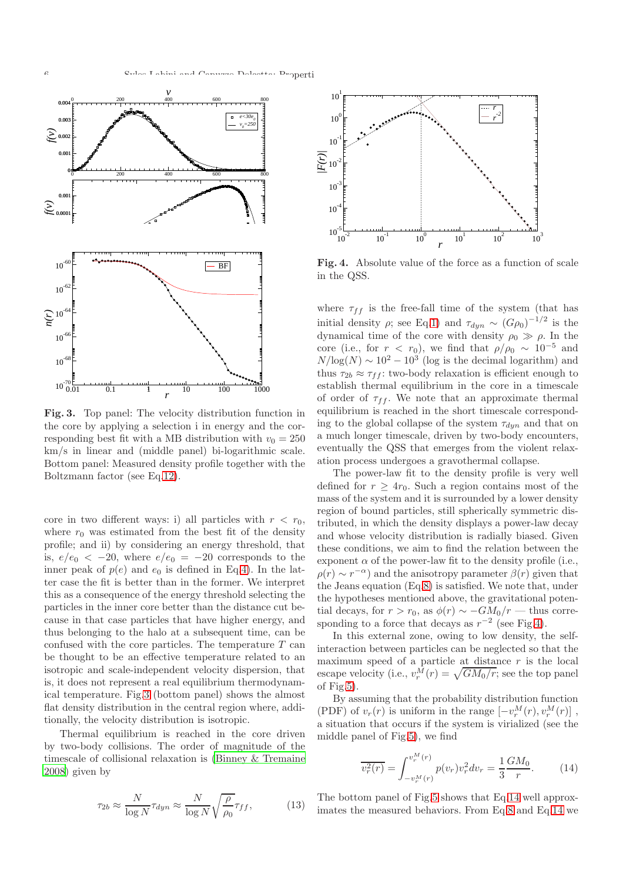**Fig. 3.** Top panel: The velocity distribution function in the core by applying a selection i in energy and the corresponding best fit with a MB distribution with $v_0 = 250$ km/s in linear and (middle panel) bi-logarithmic scale. Bottom panel: Measured density profile together with the Boltzmann factor (see Eq.12).

**Fig. 4.** Absolute value of the force as a function of scale in the QSS.

core in two different ways: i) all particles with $r < r_0$, where $r_0$ was estimated from the best fit of the density profile; and ii) by considering an energy threshold, that is, $e/e_0 < -20$, where $e/e_0 = -20$ corresponds to the inner peak of $p(e)$ and $e_0$ is defined in Eq.4). In the latter case the fit is better than in the former. We interpret this as a consequence of the energy threshold selecting the particles in the inner core better than the distance cut because in that case particles that have higher energy, and thus belonging to the halo at a subsequent time, can be confused with the core particles. The temperature $T$ can be thought to be an effective temperature related to an isotropic and scale-independent velocity dispersion, that is, it does not represent a real equilibrium thermodynamical temperature. Fig.3 (bottom panel) shows the almost flat density distribution in the central region where, additionally, the velocity distribution is isotropic.

Thermal equilibrium is reached in the core driven by two-body collisions. The order of magnitude of the timescale of collisional relaxation is (Binney & Tremaine 2008) given by

$$\tau_{2b} \approx \frac{N}{\log N}\tau_{dyn} \approx \frac{N}{\log N}\sqrt{\frac{\rho}{\rho_0}}\tau_{ff}, \tag{13}$$

where $\tau_{ff}$ is the free-fall time of the system (that has initial density $\rho$; see Eq.1) and $\tau_{dyn} \sim (G\rho_0)^{-1/2}$ is the dynamical time of the core with density $\rho_0 \gg \rho$. In the core (i.e., for $r < r_0$), we find that $\rho/\rho_0 \sim 10^{-5}$ and $N/\log(N) \sim 10^2 - 10^3$ (log is the decimal logarithm) and thus $\tau_{2b} \approx \tau_{ff}$: two-body relaxation is efficient enough to establish thermal equilibrium in the core in a timescale of order of $\tau_{ff}$. We note that an approximate thermal equilibrium is reached in the short timescale corresponding to the global collapse of the system $\tau_{dyn}$ and that on a much longer timescale, driven by two-body encounters, eventually the QSS that emerges from the violent relaxation process undergoes a gravothermal collapse.

The power-law fit to the density profile is very well defined for $r \geq 4r_0$. Such a region contains most of the mass of the system and it is surrounded by a lower density region of bound particles, still spherically symmetric distributed, in which the density displays a power-law decay and whose velocity distribution is radially biased. Given these conditions, we aim to find the relation between the exponent $\alpha$ of the power-law fit to the density profile (i.e., $\rho(r) \sim r^{-\alpha}$) and the anisotropy parameter $\beta(r)$ given that the Jeans equation (Eq.8) is satisfied. We note that, under the hypotheses mentioned above, the gravitational potential decays, for $r > r_0$, as $\phi(r) \sim -GM_0/r$ — thus corresponding to a force that decays as $r^{-2}$ (see Fig.4).

In this external zone, owing to low density, the self-interaction between particles can be neglected so that the maximum speed of a particle at distance $r$ is the local escape velocity (i.e., $v_r^M(r) = \sqrt{GM_0/r}$; see the top panel of Fig.5).

By assuming that the probability distribution function (PDF) of $v_r(r)$ is uniform in the range $[-v_r^M(r), v_r^M(r)]$ , a situation that occurs if the system is virialized (see the middle panel of Fig.5), we find

$$\overline{v_r^2(r)} = \int_{-v_r^M(r)}^{v_r^M(r)} p(v_r)v_r^2 dv_r = \frac{1}{3}\frac{GM_0}{r}. \tag{14}$$

The bottom panel of Fig.5 shows that Eq.14 well approximates the measured behaviors. From Eq.8 and Eq.14 we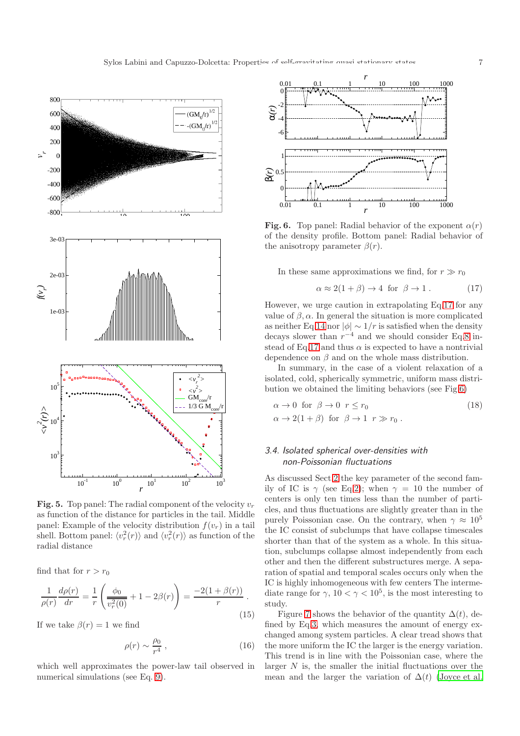**Fig. 5.** Top panel: The radial component of the velocity $v_r$ as function of the distance for particles in the tail. Middle panel: Example of the velocity distribution $f(v_r)$ in a tail shell. Bottom panel: $\langle v_r^2(r)\rangle$ and $\langle v_r^2(r)\rangle$ as function of the radial distance

find that for $r > r_0$

$$\frac{1}{\rho(r)}\frac{d\rho(r)}{dr} = \frac{1}{r}\left(\frac{\phi_0}{v_r^2(0)} + 1 - 2\beta(r)\right) = \frac{-2(1+\beta(r))}{r} . \quad (15)$$

If we take $\beta(r) = 1$ we find

$$\rho(r) \sim \frac{\rho_0}{r^4} , \quad (16)$$

which well approximates the power-law tail observed in numerical simulations (see Eq. 9).

**Fig. 6.** Top panel: Radial behavior of the exponent $\alpha(r)$ of the density profile. Bottom panel: Radial behavior of the anisotropy parameter $\beta(r)$.

In these same approximations we find, for $r \gg r_0$

$$\alpha \approx 2(1+\beta) \to 4 \text{ for } \beta \to 1 . \quad (17)$$

However, we urge caution in extrapolating Eq.17 for any value of $\beta, \alpha$. In general the situation is more complicated as neither Eq.14 nor $|\phi| \sim 1/r$ is satisfied when the density decays slower than $r^{-4}$ and we should consider Eq.8 instead of Eq.17 and thus $\alpha$ is expected to have a nontrivial dependence on $\beta$ and on the whole mass distribution.

In summary, in the case of a violent relaxation of a isolated, cold, spherically symmetric, uniform mass distribution we obtained the limiting behaviors (see Fig.6)

$$\begin{aligned} &\alpha \to 0 \text{ for } \beta \to 0 \;\; r \le r_0 \\ &\alpha \to 2(1+\beta) \text{ for } \beta \to 1 \;\; r \gg r_0 . \end{aligned} \quad (18)$$

### 3.4. Isolated spherical over-densities with non-Poissonian fluctuations

As discussed Sect.2 the key parameter of the second family of IC is $\gamma$ (see Eq.2); when $\gamma = 10$ the number of centers is only ten times less than the number of particles, and thus fluctuations are slightly greater than in the purely Poissonian case. On the contrary, when $\gamma \approx 10^5$ the IC consist of subclumps that have collapse timescales shorter than that of the system as a whole. In this situation, subclumps collapse almost independently from each other and then the different substructures merge. A separation of spatial and temporal scales occurs only when the IC is highly inhomogeneous with few centers The intermediate range for $\gamma$, $10 < \gamma < 10^5$, is the most interesting to study.

Figure 7 shows the behavior of the quantity $\Delta(t)$, defined by Eq.3, which measures the amount of energy exchanged among system particles. A clear tread shows that the more uniform the IC the larger is the energy variation. This trend is in line with the Poissonian case, where the larger $N$ is, the smaller the initial fluctuations over the mean and the larger the variation of $\Delta(t)$ (Joyce et al.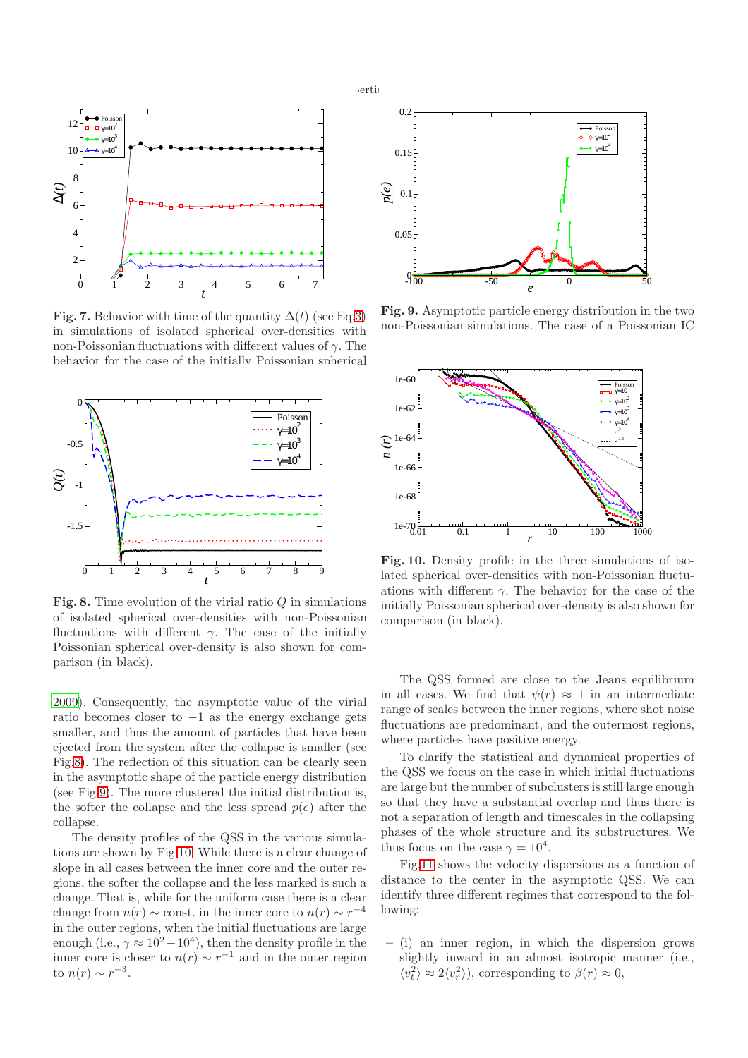**Fig. 7.** Behavior with time of the quantity $\Delta(t)$ (see Eq.3) in simulations of isolated spherical over-densities with non-Poissonian fluctuations with different values of $\gamma$. The behavior for the case of the initially Poissonian spherical

**Fig. 9.** Asymptotic particle energy distribution in the two non-Poissonian simulations. The case of a Poissonian IC

**Fig. 8.** Time evolution of the virial ratio $Q$ in simulations of isolated spherical over-densities with non-Poissonian fluctuations with different $\gamma$. The case of the initially Poissonian spherical over-density is also shown for comparison (in black).

**Fig. 10.** Density profile in the three simulations of isolated spherical over-densities with non-Poissonian fluctuations with different $\gamma$. The behavior for the case of the initially Poissonian spherical over-density is also shown for comparison (in black).

2009). Consequently, the asymptotic value of the virial ratio becomes closer to $-1$ as the energy exchange gets smaller, and thus the amount of particles that have been ejected from the system after the collapse is smaller (see Fig.8). The reflection of this situation can be clearly seen in the asymptotic shape of the particle energy distribution (see Fig.9). The more clustered the initial distribution is, the softer the collapse and the less spread $p(e)$ after the collapse.

The density profiles of the QSS in the various simulations are shown by Fig.10. While there is a clear change of slope in all cases between the inner core and the outer regions, the softer the collapse and the less marked is such a change. That is, while for the uniform case there is a clear change from $n(r) \sim$ const. in the inner core to $n(r) \sim r^{-4}$ in the outer regions, when the initial fluctuations are large enough (i.e., $\gamma \approx 10^2 - 10^4$), then the density profile in the inner core is closer to $n(r) \sim r^{-1}$ and in the outer region to $n(r) \sim r^{-3}$.

The QSS formed are close to the Jeans equilibrium in all cases. We find that $\psi(r) \approx 1$ in an intermediate range of scales between the inner regions, where shot noise fluctuations are predominant, and the outermost regions, where particles have positive energy.

To clarify the statistical and dynamical properties of the QSS we focus on the case in which initial fluctuations are large but the number of subclusters is still large enough so that they have a substantial overlap and thus there is not a separation of length and timescales in the collapsing phases of the whole structure and its substructures. We thus focus on the case $\gamma = 10^4$.

Fig.11 shows the velocity dispersions as a function of distance to the center in the asymptotic QSS. We can identify three different regimes that correspond to the following:

– (i) an inner region, in which the dispersion grows slightly inward in an almost isotropic manner (i.e., $\langle v_t^2 \rangle \approx 2\langle v_r^2 \rangle$), corresponding to $\beta(r) \approx 0$,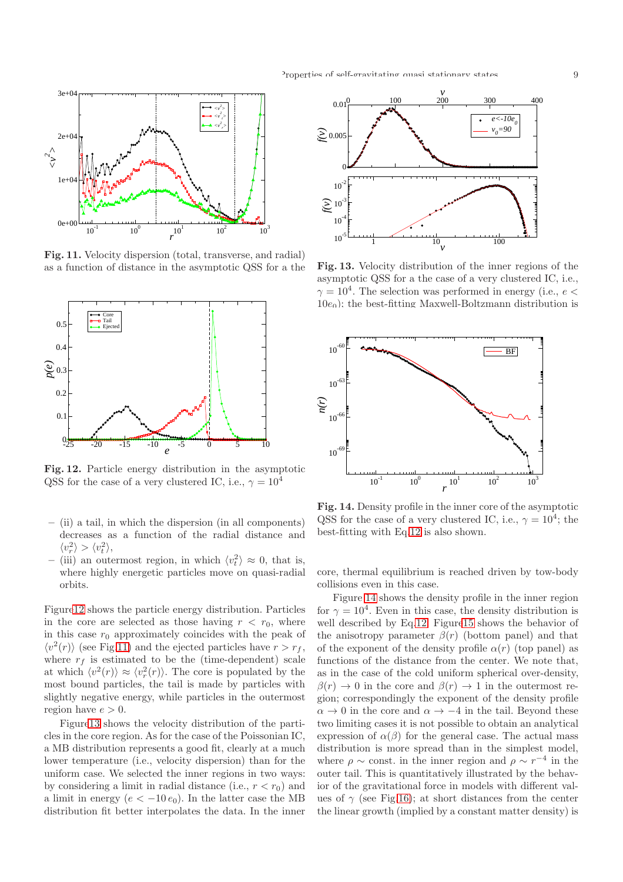**Fig. 11.** Velocity dispersion (total, transverse, and radial) as a function of distance in the asymptotic QSS for a the

**Fig. 12.** Particle energy distribution in the asymptotic QSS for the case of a very clustered IC, i.e., $\gamma = 10^4$

– (ii) a tail, in which the dispersion (in all components) decreases as a function of the radial distance and $\langle v_r^2 \rangle > \langle v_t^2 \rangle$,
– (iii) an outermost region, in which $\langle v_t^2 \rangle \approx 0$, that is, where highly energetic particles move on quasi-radial orbits.

Figure 12 shows the particle energy distribution. Particles in the core are selected as those having $r < r_0$, where in this case $r_0$ approximately coincides with the peak of $\langle v^2(r) \rangle$ (see Fig 11) and the ejected particles have $r > r_f$, where $r_f$ is estimated to be the (time-dependent) scale at which $\langle v^2(r) \rangle \approx \langle v_r^2(r) \rangle$. The core is populated by the most bound particles, the tail is made by particles with slightly negative energy, while particles in the outermost region have $e > 0$.

Figure 13 shows the velocity distribution of the particles in the core region. As for the case of the Poissonian IC, a MB distribution represents a good fit, clearly at a much lower temperature (i.e., velocity dispersion) than for the uniform case. We selected the inner regions in two ways: by considering a limit in radial distance (i.e., $r < r_0$) and a limit in energy ($e < -10\, e_0$). In the latter case the MB distribution fit better interpolates the data. In the inner

**Fig. 13.** Velocity distribution of the inner regions of the asymptotic QSS for a the case of a very clustered IC, i.e., $\gamma = 10^4$. The selection was performed in energy (i.e., $e < 10e_0$); the best-fitting Maxwell-Boltzmann distribution is

**Fig. 14.** Density profile in the inner core of the asymptotic QSS for the case of a very clustered IC, i.e., $\gamma = 10^4$; the best-fitting with Eq.12 is also shown.

core, thermal equilibrium is reached driven by tow-body collisions even in this case.

Figure 14 shows the density profile in the inner region for $\gamma = 10^4$. Even in this case, the density distribution is well described by Eq.12. Figure 15 shows the behavior of the anisotropy parameter $\beta(r)$ (bottom panel) and that of the exponent of the density profile $\alpha(r)$ (top panel) as functions of the distance from the center. We note that, as in the case of the cold uniform spherical over-density, $\beta(r) \to 0$ in the core and $\beta(r) \to 1$ in the outermost region; correspondingly the exponent of the density profile $\alpha \to 0$ in the core and $\alpha \to -4$ in the tail. Beyond these two limiting cases it is not possible to obtain an analytical expression of $\alpha(\beta)$ for the general case. The actual mass distribution is more spread than in the simplest model, where $\rho \sim$ const. in the inner region and $\rho \sim r^{-4}$ in the outer tail. This is quantitatively illustrated by the behavior of the gravitational force in models with different values of $\gamma$ (see Fig 16); at short distances from the center the linear growth (implied by a constant matter density) is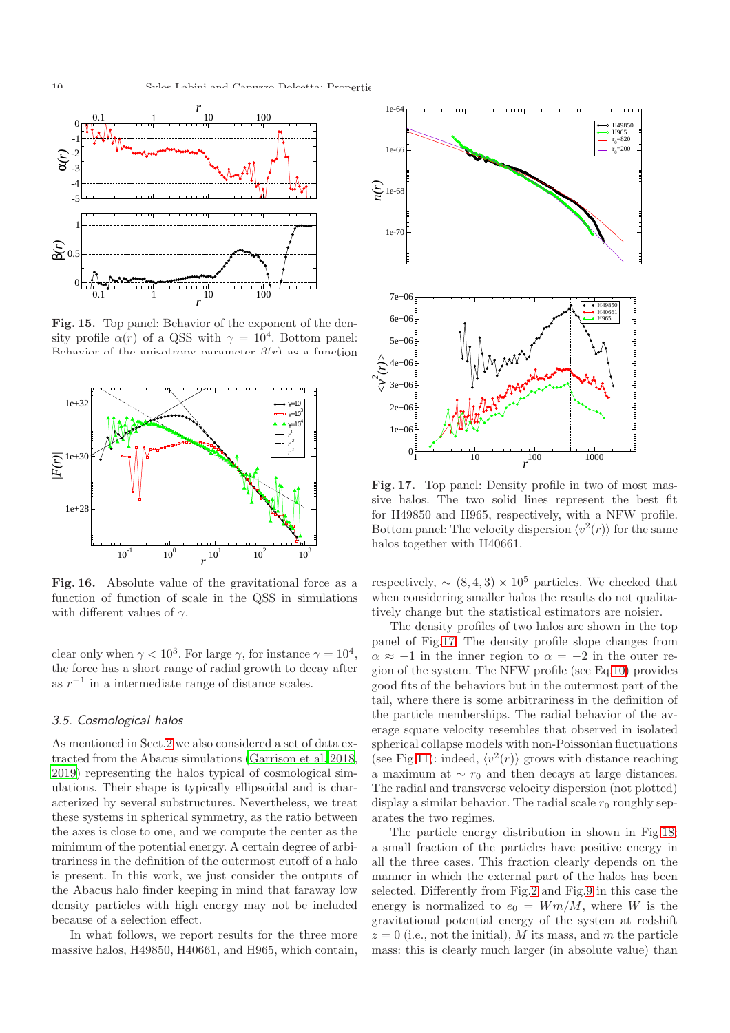**Fig. 15.** Top panel: Behavior of the exponent of the density profile $\alpha(r)$ of a QSS with $\gamma = 10^4$. Bottom panel: Behavior of the anisotropy parameter $\beta(r)$ as a function

**Fig. 16.** Absolute value of the gravitational force as a function of function of scale in the QSS in simulations with different values of $\gamma$.

clear only when $\gamma < 10^3$. For large $\gamma$, for instance $\gamma = 10^4$, the force has a short range of radial growth to decay after as $r^{-1}$ in a intermediate range of distance scales.

### 3.5. Cosmological halos

As mentioned in Sect.2 we also considered a set of data extracted from the Abacus simulations (Garrison et al. 2018, 2019) representing the halos typical of cosmological simulations. Their shape is typically ellipsoidal and is characterized by several substructures. Nevertheless, we treat these systems in spherical symmetry, as the ratio between the axes is close to one, and we compute the center as the minimum of the potential energy. A certain degree of arbitrariness in the definition of the outermost cutoff of a halo is present. In this work, we just consider the outputs of the Abacus halo finder keeping in mind that faraway low density particles with high energy may not be included because of a selection effect.

In what follows, we report results for the three more massive halos, H49850, H40661, and H965, which contain, respectively, $\sim (8, 4, 3) \times 10^5$ particles. We checked that when considering smaller halos the results do not qualitatively change but the statistical estimators are noisier.

The density profiles of two halos are shown in the top panel of Fig.17. The density profile slope changes from $\alpha \approx -1$ in the inner region to $\alpha = -2$ in the outer region of the system. The NFW profile (see Eq.10) provides good fits of the behaviors but in the outermost part of the tail, where there is some arbitrariness in the definition of the particle memberships. The radial behavior of the average square velocity resembles that observed in isolated spherical collapse models with non-Poissonian fluctuations (see Fig.11): indeed, $\langle v^2(r) \rangle$ grows with distance reaching a maximum at $\sim r_0$ and then decays at large distances. The radial and transverse velocity dispersion (not plotted) display a similar behavior. The radial scale $r_0$ roughly separates the two regimes.

The particle energy distribution in shown in Fig.18: a small fraction of the particles have positive energy in all the three cases. This fraction clearly depends on the manner in which the external part of the halos has been selected. Differently from Fig.2 and Fig.9 in this case the energy is normalized to $e_0 = Wm/M$, where $W$ is the gravitational potential energy of the system at redshift $z = 0$ (i.e., not the initial), $M$ its mass, and $m$ the particle mass: this is clearly much larger (in absolute value) than

**Fig. 17.** Top panel: Density profile in two of most massive halos. The two solid lines represent the best fit for H49850 and H965, respectively, with a NFW profile. Bottom panel: The velocity dispersion $\langle v^2(r) \rangle$ for the same halos together with H40661.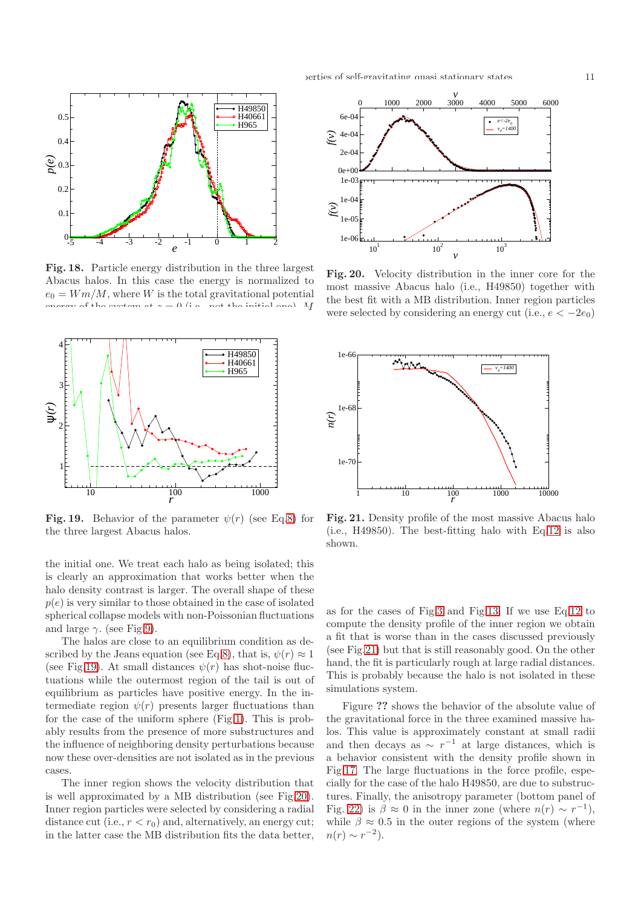**Fig. 18.** Particle energy distribution in the three largest Abacus halos. In this case the energy is normalized to $e_0 = Wm/M$, where $W$ is the total gravitational potential energy of the system at $z = 0$ (i.e., not the initial one), $M$

**Fig. 19.** Behavior of the parameter $\psi(r)$ (see Eq.8) for the three largest Abacus halos.

the initial one. We treat each halo as being isolated; this is clearly an approximation that works better when the halo density contrast is larger. The overall shape of these $p(e)$ is very similar to those obtained in the case of isolated spherical collapse models with non-Poissonian fluctuations and large $\gamma$. (see Fig.9).

The halos are close to an equilibrium condition as described by the Jeans equation (see Eq.8), that is, $\psi(r) \approx 1$ (see Fig.19). At small distances $\psi(r)$ has shot-noise fluctuations while the outermost region of the tail is out of equilibrium as particles have positive energy. In the intermediate region $\psi(r)$ presents larger fluctuations than for the case of the uniform sphere (Fig.1). This is probably results from the presence of more substructures and the influence of neighboring density perturbations because now these over-densities are not isolated as in the previous cases.

The inner region shows the velocity distribution that is well approximated by a MB distribution (see Fig.20). Inner region particles were selected by considering a radial distance cut (i.e., $r < r_0$) and, alternatively, an energy cut; in the latter case the MB distribution fits the data better,

**Fig. 20.** Velocity distribution in the inner core for the most massive Abacus halo (i.e., H49850) together with the best fit with a MB distribution. Inner region particles were selected by considering an energy cut (i.e., $e < -2e_0$)

**Fig. 21.** Density profile of the most massive Abacus halo (i.e., H49850). The best-fitting halo with Eq.12 is also shown.

as for the cases of Fig.3 and Fig.13. If we use Eq.12 to compute the density profile of the inner region we obtain a fit that is worse than in the cases discussed previously (see Fig.21) but that is still reasonably good. On the other hand, the fit is particularly rough at large radial distances. This is probably because the halo is not isolated in these simulations system.

Figure ?? shows the behavior of the absolute value of the gravitational force in the three examined massive halos. This value is approximately constant at small radii and then decays as $\sim r^{-1}$ at large distances, which is a behavior consistent with the density profile shown in Fig.17. The large fluctuations in the force profile, especially for the case of the halo H49850, are due to substructures. Finally, the anisotropy parameter (bottom panel of Fig. 22) is $\beta \approx 0$ in the inner zone (where $n(r) \sim r^{-1}$), while $\beta \approx 0.5$ in the outer regions of the system (where $n(r) \sim r^{-2}$).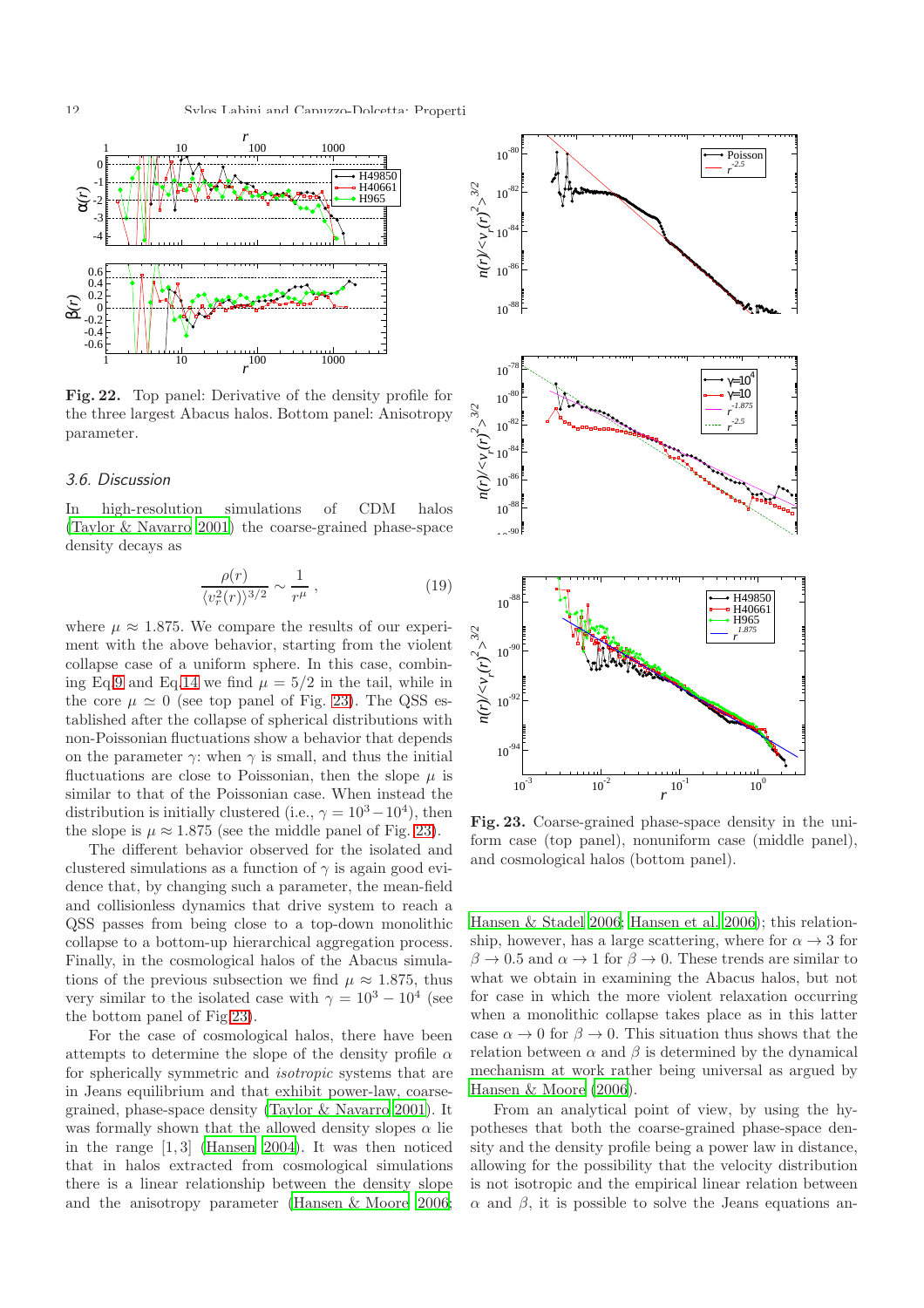**Fig. 22.** Top panel: Derivative of the density profile for the three largest Abacus halos. Bottom panel: Anisotropy parameter.

### 3.6. Discussion

In high-resolution simulations of CDM halos (Taylor & Navarro 2001) the coarse-grained phase-space density decays as

$$\frac{\rho(r)}{\langle v_r^2(r) \rangle^{3/2}} \sim \frac{1}{r^\mu} \,, \tag{19}$$

where $\mu \approx 1.875$. We compare the results of our experiment with the above behavior, starting from the violent collapse case of a uniform sphere. In this case, combining Eq.9 and Eq.14 we find $\mu = 5/2$ in the tail, while in the core $\mu \simeq 0$ (see top panel of Fig. 23). The QSS established after the collapse of spherical distributions with non-Poissonian fluctuations show a behavior that depends on the parameter $\gamma$: when $\gamma$ is small, and thus the initial fluctuations are close to Poissonian, then the slope $\mu$ is similar to that of the Poissonian case. When instead the distribution is initially clustered (i.e., $\gamma = 10^3 - 10^4$), then the slope is $\mu \approx 1.875$ (see the middle panel of Fig. 23).

The different behavior observed for the isolated and clustered simulations as a function of $\gamma$ is again good evidence that, by changing such a parameter, the mean-field and collisionless dynamics that drive system to reach a QSS passes from being close to a top-down monolithic collapse to a bottom-up hierarchical aggregation process. Finally, in the cosmological halos of the Abacus simulations of the previous subsection we find $\mu \approx 1.875$, thus very similar to the isolated case with $\gamma = 10^3 - 10^4$ (see the bottom panel of Fig.23).

For the case of cosmological halos, there have been attempts to determine the slope of the density profile $\alpha$ for spherically symmetric and *isotropic* systems that are in Jeans equilibrium and that exhibit power-law, coarse-grained, phase-space density (Taylor & Navarro 2001). It was formally shown that the allowed density slopes $\alpha$ lie in the range $[1, 3]$ (Hansen 2004). It was then noticed that in halos extracted from cosmological simulations there is a linear relationship between the density slope and the anisotropy parameter (Hansen & Moore 2006; Hansen & Stadel 2006; Hansen et al. 2006); this relationship, however, has a large scattering, where for $\alpha \to 3$ for $\beta \to 0.5$ and $\alpha \to 1$ for $\beta \to 0$. These trends are similar to what we obtain in examining the Abacus halos, but not for case in which the more violent relaxation occurring when a monolithic collapse takes place as in this latter case $\alpha \to 0$ for $\beta \to 0$. This situation thus shows that the relation between $\alpha$ and $\beta$ is determined by the dynamical mechanism at work rather being universal as argued by Hansen & Moore (2006).

From an analytical point of view, by using the hypotheses that both the coarse-grained phase-space density and the density profile being a power law in distance, allowing for the possibility that the velocity distribution is not isotropic and the empirical linear relation between $\alpha$ and $\beta$, it is possible to solve the Jeans equations an-

**Fig. 23.** Coarse-grained phase-space density in the uniform case (top panel), nonuniform case (middle panel), and cosmological halos (bottom panel).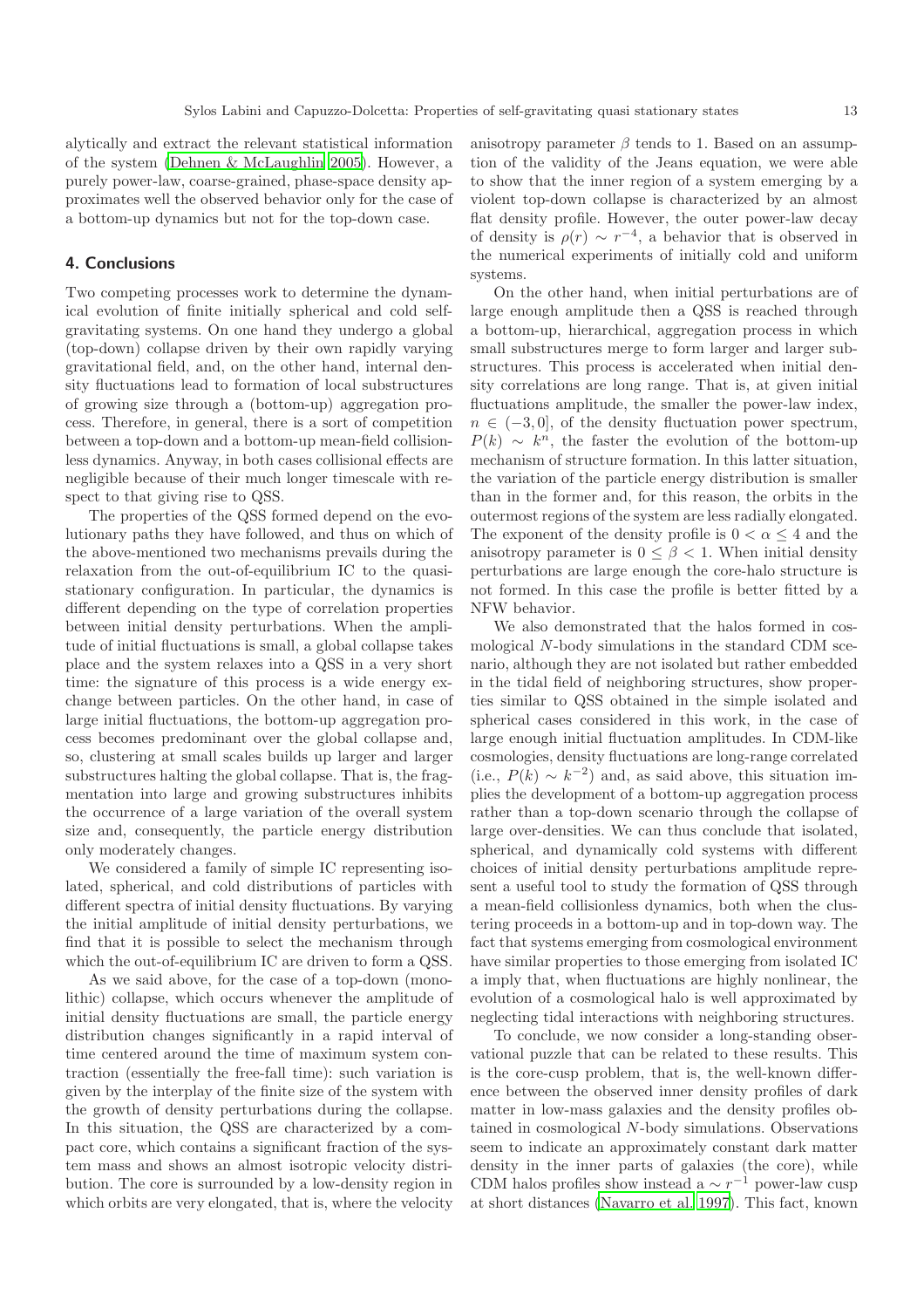alytically and extract the relevant statistical information of the system (Dehnen & McLaughlin 2005). However, a purely power-law, coarse-grained, phase-space density approximates well the observed behavior only for the case of a bottom-up dynamics but not for the top-down case.

## 4. Conclusions

Two competing processes work to determine the dynamical evolution of finite initially spherical and cold self-gravitating systems. On one hand they undergo a global (top-down) collapse driven by their own rapidly varying gravitational field, and, on the other hand, internal density fluctuations lead to formation of local substructures of growing size through a (bottom-up) aggregation process. Therefore, in general, there is a sort of competition between a top-down and a bottom-up mean-field collisionless dynamics. Anyway, in both cases collisional effects are negligible because of their much longer timescale with respect to that giving rise to QSS.

The properties of the QSS formed depend on the evolutionary paths they have followed, and thus on which of the above-mentioned two mechanisms prevails during the relaxation from the out-of-equilibrium IC to the quasi-stationary configuration. In particular, the dynamics is different depending on the type of correlation properties between initial density perturbations. When the amplitude of initial fluctuations is small, a global collapse takes place and the system relaxes into a QSS in a very short time: the signature of this process is a wide energy exchange between particles. On the other hand, in case of large initial fluctuations, the bottom-up aggregation process becomes predominant over the global collapse and, so, clustering at small scales builds up larger and larger substructures halting the global collapse. That is, the fragmentation into large and growing substructures inhibits the occurrence of a large variation of the overall system size and, consequently, the particle energy distribution only moderately changes.

We considered a family of simple IC representing isolated, spherical, and cold distributions of particles with different spectra of initial density fluctuations. By varying the initial amplitude of initial density perturbations, we find that it is possible to select the mechanism through which the out-of-equilibrium IC are driven to form a QSS.

As we said above, for the case of a top-down (monolithic) collapse, which occurs whenever the amplitude of initial density fluctuations are small, the particle energy distribution changes significantly in a rapid interval of time centered around the time of maximum system contraction (essentially the free-fall time): such variation is given by the interplay of the finite size of the system with the growth of density perturbations during the collapse. In this situation, the QSS are characterized by a compact core, which contains a significant fraction of the system mass and shows an almost isotropic velocity distribution. The core is surrounded by a low-density region in which orbits are very elongated, that is, where the velocity anisotropy parameter $\beta$ tends to 1. Based on an assumption of the validity of the Jeans equation, we were able to show that the inner region of a system emerging by a violent top-down collapse is characterized by an almost flat density profile. However, the outer power-law decay of density is $\rho(r) \sim r^{-4}$, a behavior that is observed in the numerical experiments of initially cold and uniform systems.

On the other hand, when initial perturbations are of large enough amplitude then a QSS is reached through a bottom-up, hierarchical, aggregation process in which small substructures merge to form larger and larger substructures. This process is accelerated when initial density correlations are long range. That is, at given initial fluctuations amplitude, the smaller the power-law index, $n \in (-3, 0]$, of the density fluctuation power spectrum, $P(k) \sim k^n$, the faster the evolution of the bottom-up mechanism of structure formation. In this latter situation, the variation of the particle energy distribution is smaller than in the former and, for this reason, the orbits in the outermost regions of the system are less radially elongated. The exponent of the density profile is $0 < \alpha \leq 4$ and the anisotropy parameter is $0 \leq \beta < 1$. When initial density perturbations are large enough the core-halo structure is not formed. In this case the profile is better fitted by a NFW behavior.

We also demonstrated that the halos formed in cosmological $N$-body simulations in the standard CDM scenario, although they are not isolated but rather embedded in the tidal field of neighboring structures, show properties similar to QSS obtained in the simple isolated and spherical cases considered in this work, in the case of large enough initial fluctuation amplitudes. In CDM-like cosmologies, density fluctuations are long-range correlated (i.e., $P(k) \sim k^{-2}$) and, as said above, this situation implies the development of a bottom-up aggregation process rather than a top-down scenario through the collapse of large over-densities. We can thus conclude that isolated, spherical, and dynamically cold systems with different choices of initial density perturbations amplitude represent a useful tool to study the formation of QSS through a mean-field collisionless dynamics, both when the clustering proceeds in a bottom-up and in top-down way. The fact that systems emerging from cosmological environment have similar properties to those emerging from isolated IC a imply that, when fluctuations are highly nonlinear, the evolution of a cosmological halo is well approximated by neglecting tidal interactions with neighboring structures.

To conclude, we now consider a long-standing observational puzzle that can be related to these results. This is the core-cusp problem, that is, the well-known difference between the observed inner density profiles of dark matter in low-mass galaxies and the density profiles obtained in cosmological $N$-body simulations. Observations seem to indicate an approximately constant dark matter density in the inner parts of galaxies (the core), while CDM halos profiles show instead a $\sim r^{-1}$ power-law cusp at short distances (Navarro et al. 1997). This fact, known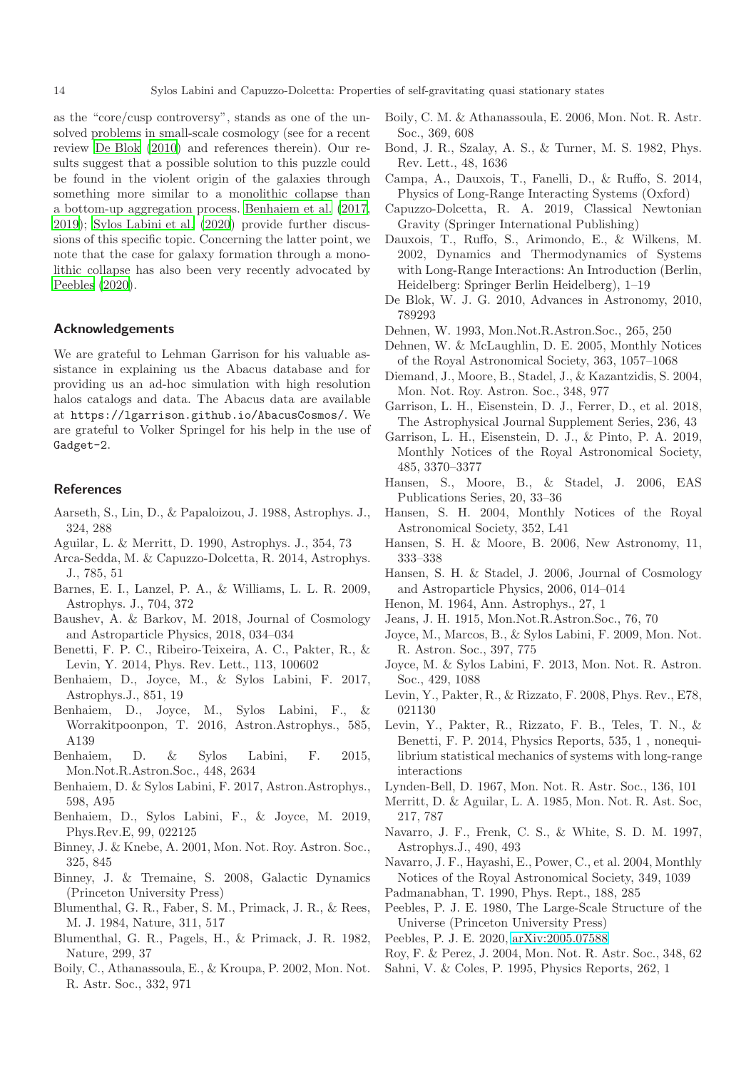as the "core/cusp controversy", stands as one of the unsolved problems in small-scale cosmology (see for a recent review De Blok (2010) and references therein). Our results suggest that a possible solution to this puzzle could be found in the violent origin of the galaxies through something more similar to a monolithic collapse than a bottom-up aggregation process. Benhaiem et al. (2017, 2019); Sylos Labini et al. (2020) provide further discussions of this specific topic. Concerning the latter point, we note that the case for galaxy formation through a monolithic collapse has also been very recently advocated by Peebles (2020).

## Acknowledgements

We are grateful to Lehman Garrison for his valuable assistance in explaining us the Abacus database and for providing us an ad-hoc simulation with high resolution halos catalogs and data. The Abacus data are available at `https://lgarrison.github.io/AbacusCosmos/`. We are grateful to Volker Springel for his help in the use of `Gadget-2`.

## References

Aarseth, S., Lin, D., & Papaloizou, J. 1988, Astrophys. J., 324, 288

Aguilar, L. & Merritt, D. 1990, Astrophys. J., 354, 73

Arca-Sedda, M. & Capuzzo-Dolcetta, R. 2014, Astrophys. J., 785, 51

Barnes, E. I., Lanzel, P. A., & Williams, L. L. R. 2009, Astrophys. J., 704, 372

Baushev, A. & Barkov, M. 2018, Journal of Cosmology and Astroparticle Physics, 2018, 034–034

Benetti, F. P. C., Ribeiro-Teixeira, A. C., Pakter, R., & Levin, Y. 2014, Phys. Rev. Lett., 113, 100602

Benhaiem, D., Joyce, M., & Sylos Labini, F. 2017, Astrophys.J., 851, 19

Benhaiem, D., Joyce, M., Sylos Labini, F., & Worrakitpoonpon, T. 2016, Astron.Astrophys., 585, A139

Benhaiem, D. & Sylos Labini, F. 2015, Mon.Not.R.Astron.Soc., 448, 2634

Benhaiem, D. & Sylos Labini, F. 2017, Astron.Astrophys., 598, A95

Benhaiem, D., Sylos Labini, F., & Joyce, M. 2019, Phys.Rev.E, 99, 022125

Binney, J. & Knebe, A. 2001, Mon. Not. Roy. Astron. Soc., 325, 845

Binney, J. & Tremaine, S. 2008, Galactic Dynamics (Princeton University Press)

Blumenthal, G. R., Faber, S. M., Primack, J. R., & Rees, M. J. 1984, Nature, 311, 517

Blumenthal, G. R., Pagels, H., & Primack, J. R. 1982, Nature, 299, 37

Boily, C., Athanassoula, E., & Kroupa, P. 2002, Mon. Not. R. Astr. Soc., 332, 971

Boily, C. M. & Athanassoula, E. 2006, Mon. Not. R. Astr. Soc., 369, 608

Bond, J. R., Szalay, A. S., & Turner, M. S. 1982, Phys. Rev. Lett., 48, 1636

Campa, A., Dauxois, T., Fanelli, D., & Ruffo, S. 2014, Physics of Long-Range Interacting Systems (Oxford)

Capuzzo-Dolcetta, R. A. 2019, Classical Newtonian Gravity (Springer International Publishing)

Dauxois, T., Ruffo, S., Arimondo, E., & Wilkens, M. 2002, Dynamics and Thermodynamics of Systems with Long-Range Interactions: An Introduction (Berlin, Heidelberg: Springer Berlin Heidelberg), 1–19

De Blok, W. J. G. 2010, Advances in Astronomy, 2010, 789293

Dehnen, W. 1993, Mon.Not.R.Astron.Soc., 265, 250

Dehnen, W. & McLaughlin, D. E. 2005, Monthly Notices of the Royal Astronomical Society, 363, 1057–1068

Diemand, J., Moore, B., Stadel, J., & Kazantzidis, S. 2004, Mon. Not. Roy. Astron. Soc., 348, 977

Garrison, L. H., Eisenstein, D. J., Ferrer, D., et al. 2018, The Astrophysical Journal Supplement Series, 236, 43

Garrison, L. H., Eisenstein, D. J., & Pinto, P. A. 2019, Monthly Notices of the Royal Astronomical Society, 485, 3370–3377

Hansen, S., Moore, B., & Stadel, J. 2006, EAS Publications Series, 20, 33–36

Hansen, S. H. 2004, Monthly Notices of the Royal Astronomical Society, 352, L41

Hansen, S. H. & Moore, B. 2006, New Astronomy, 11, 333–338

Hansen, S. H. & Stadel, J. 2006, Journal of Cosmology and Astroparticle Physics, 2006, 014–014

Henon, M. 1964, Ann. Astrophys., 27, 1

Jeans, J. H. 1915, Mon.Not.R.Astron.Soc., 76, 70

Joyce, M., Marcos, B., & Sylos Labini, F. 2009, Mon. Not. R. Astron. Soc., 397, 775

Joyce, M. & Sylos Labini, F. 2013, Mon. Not. R. Astron. Soc., 429, 1088

Levin, Y., Pakter, R., & Rizzato, F. 2008, Phys. Rev., E78, 021130

Levin, Y., Pakter, R., Rizzato, F. B., Teles, T. N., & Benetti, F. P. 2014, Physics Reports, 535, 1 , nonequilibrium statistical mechanics of systems with long-range interactions

Lynden-Bell, D. 1967, Mon. Not. R. Astr. Soc., 136, 101

Merritt, D. & Aguilar, L. A. 1985, Mon. Not. R. Ast. Soc, 217, 787

Navarro, J. F., Frenk, C. S., & White, S. D. M. 1997, Astrophys.J., 490, 493

Navarro, J. F., Hayashi, E., Power, C., et al. 2004, Monthly Notices of the Royal Astronomical Society, 349, 1039

Padmanabhan, T. 1990, Phys. Rept., 188, 285

Peebles, P. J. E. 1980, The Large-Scale Structure of the Universe (Princeton University Press)

Peebles, P. J. E. 2020, arXiv:2005.07588

Roy, F. & Perez, J. 2004, Mon. Not. R. Astr. Soc., 348, 62

Sahni, V. & Coles, P. 1995, Physics Reports, 262, 1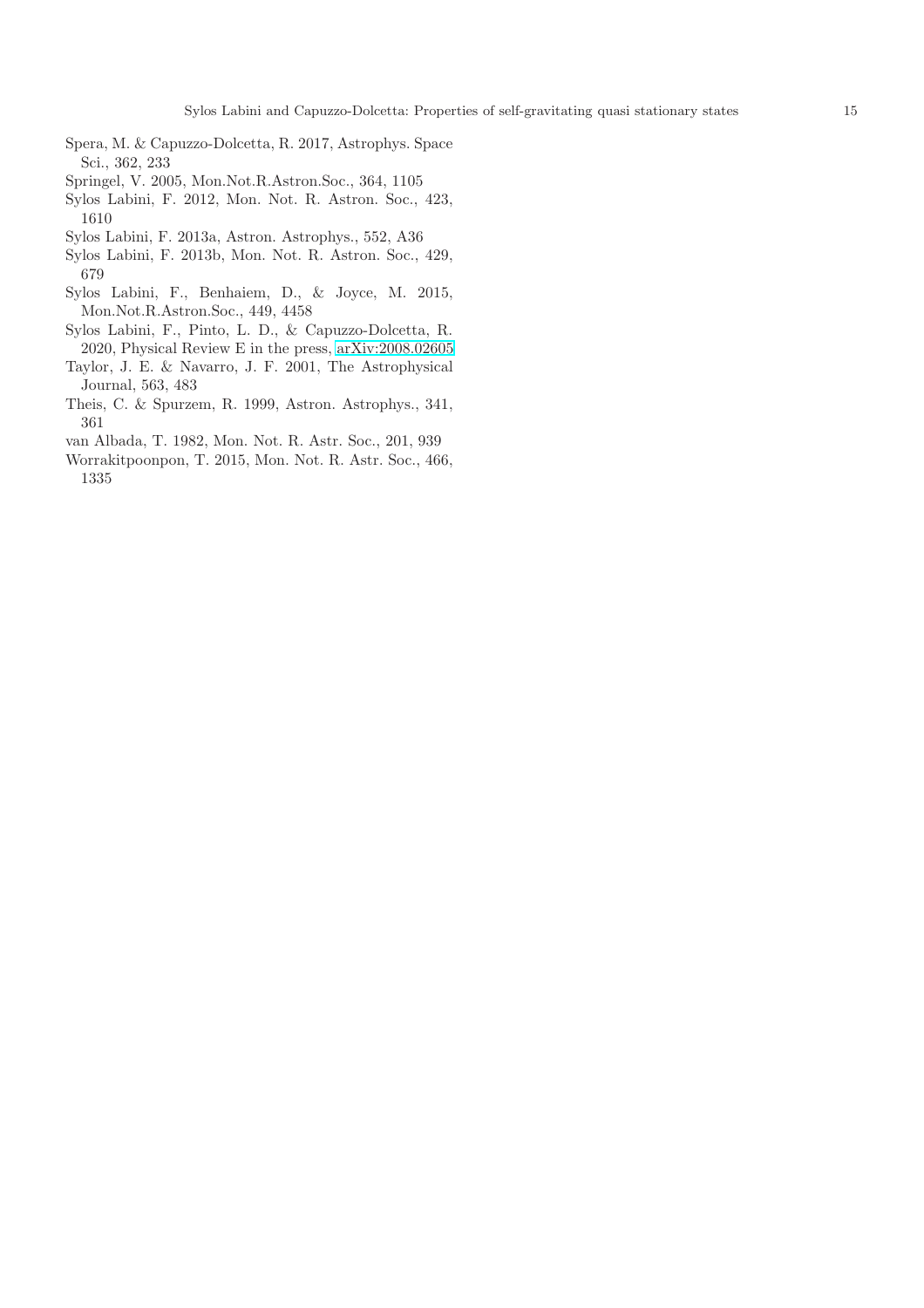Spera, M. & Capuzzo-Dolcetta, R. 2017, Astrophys. Space Sci., 362, 233

Springel, V. 2005, Mon.Not.R.Astron.Soc., 364, 1105

Sylos Labini, F. 2012, Mon. Not. R. Astron. Soc., 423, 1610

Sylos Labini, F. 2013a, Astron. Astrophys., 552, A36

Sylos Labini, F. 2013b, Mon. Not. R. Astron. Soc., 429, 679

Sylos Labini, F., Benhaiem, D., & Joyce, M. 2015, Mon.Not.R.Astron.Soc., 449, 4458

Sylos Labini, F., Pinto, L. D., & Capuzzo-Dolcetta, R. 2020, Physical Review E in the press, arXiv:2008.02605

Taylor, J. E. & Navarro, J. F. 2001, The Astrophysical Journal, 563, 483

Theis, C. & Spurzem, R. 1999, Astron. Astrophys., 341, 361

van Albada, T. 1982, Mon. Not. R. Astr. Soc., 201, 939

Worrakitpoonpon, T. 2015, Mon. Not. R. Astr. Soc., 466, 1335